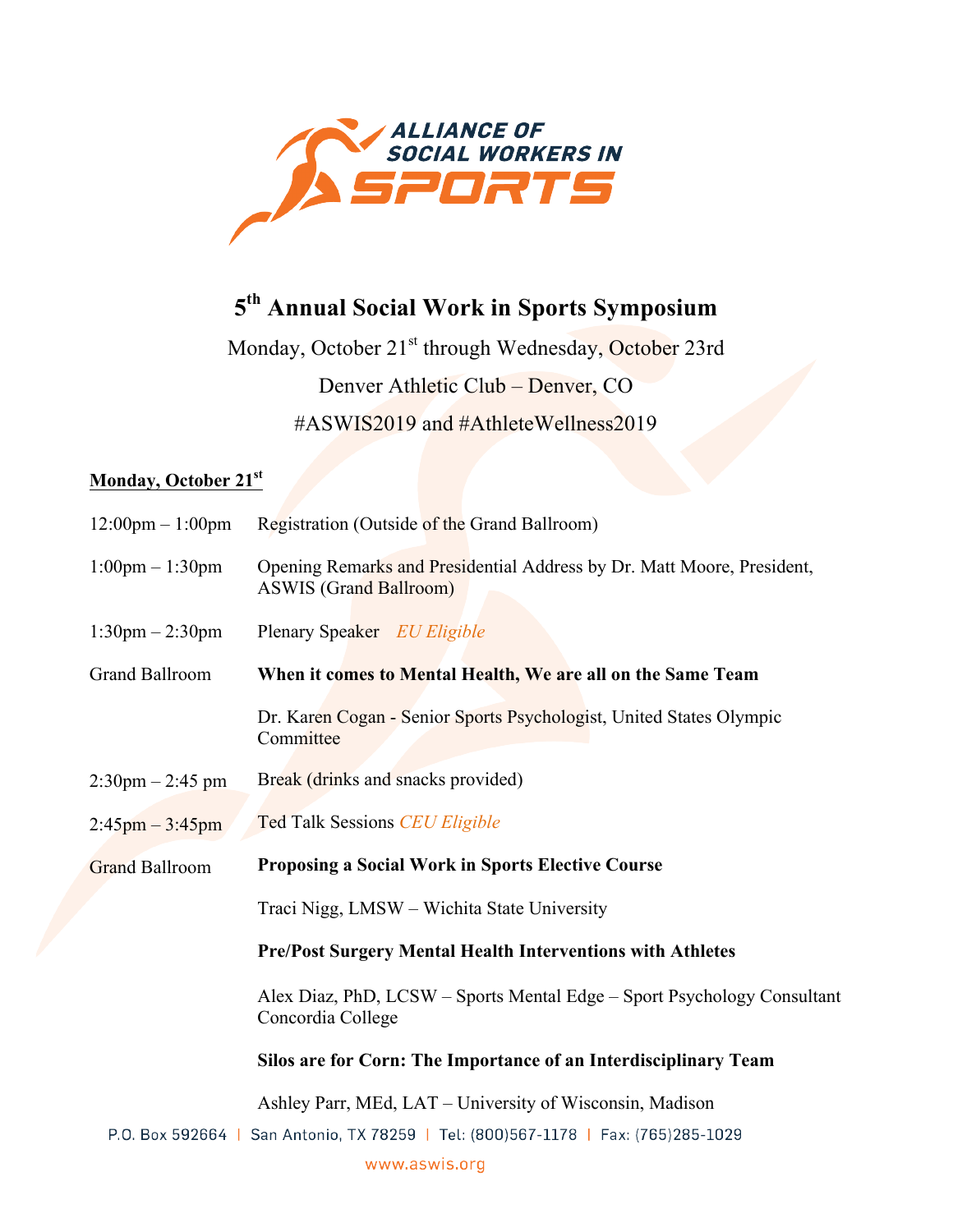ALLIANCE OF SOCIAL WORKERS IN SPORTS

# 5th Annual Social Work in Sports Symposium

Monday, October 21st through Wednesday, October 23rd

Denver Athletic Club – Denver, CO

#ASWIS2019 and #AthleteWellness2019

## Monday, October 21st

12:00pm – 1:00pm Registration (Outside of the Grand Ballroom)

1:00pm – 1:30pm Opening Remarks and Presidential Address by Dr. Matt Moore, President, ASWIS (Grand Ballroom)

1:30pm – 2:30pm Plenary Speaker *EU Eligible*

Grand Ballroom **When it comes to Mental Health, We are all on the Same Team**

Dr. Karen Cogan - Senior Sports Psychologist, United States Olympic Committee

2:30pm – 2:45 pm Break (drinks and snacks provided)

2:45pm – 3:45pm Ted Talk Sessions *CEU Eligible*

Grand Ballroom **Proposing a Social Work in Sports Elective Course**

Traci Nigg, LMSW – Wichita State University

**Pre/Post Surgery Mental Health Interventions with Athletes**

Alex Diaz, PhD, LCSW – Sports Mental Edge – Sport Psychology Consultant Concordia College

**Silos are for Corn: The Importance of an Interdisciplinary Team**

Ashley Parr, MEd, LAT – University of Wisconsin, Madison

P.O. Box 592664 | San Antonio, TX 78259 | Tel: (800)567-1178 | Fax: (765)285-1029

www.aswis.org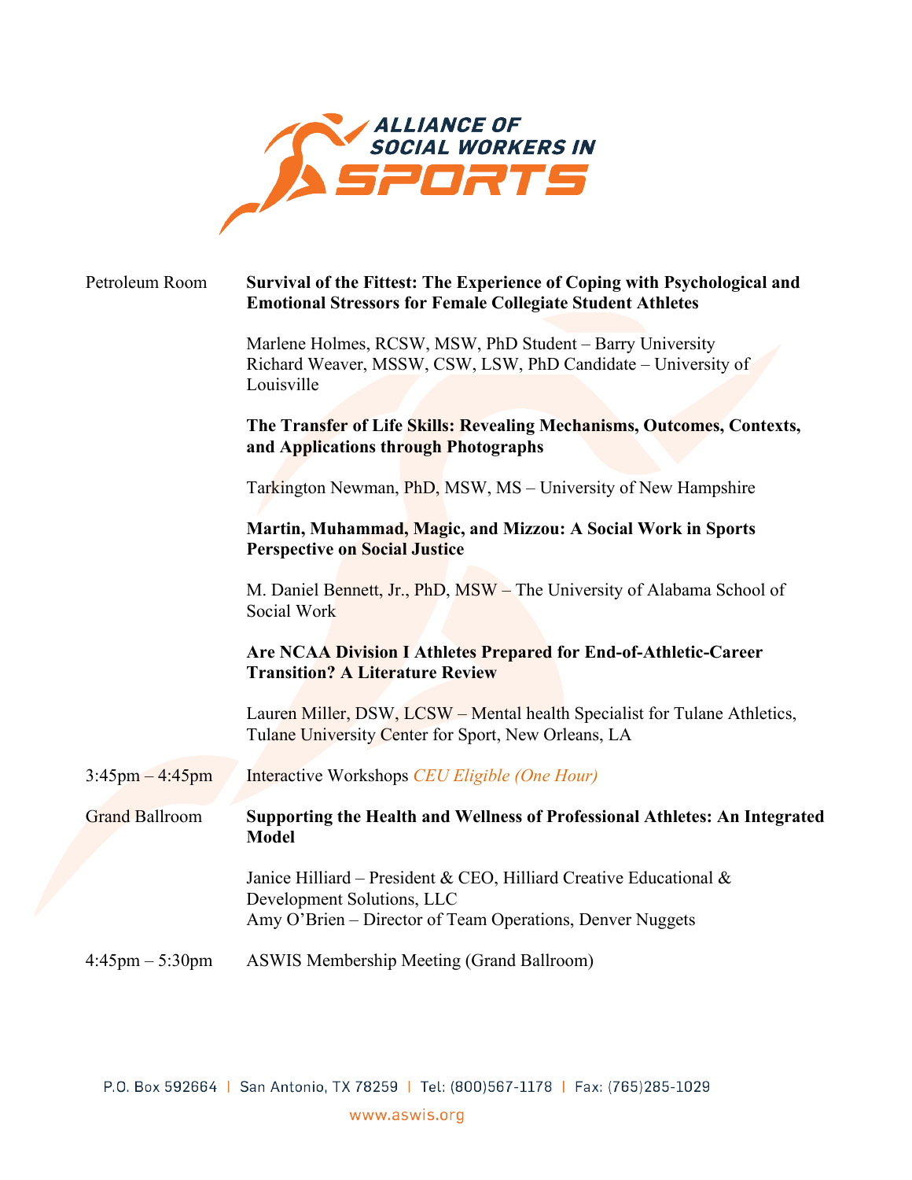Petroleum Room

**Survival of the Fittest: The Experience of Coping with Psychological and Emotional Stressors for Female Collegiate Student Athletes**

Marlene Holmes, RCSW, MSW, PhD Student – Barry University
Richard Weaver, MSSW, CSW, LSW, PhD Candidate – University of Louisville

**The Transfer of Life Skills: Revealing Mechanisms, Outcomes, Contexts, and Applications through Photographs**

Tarkington Newman, PhD, MSW, MS – University of New Hampshire

**Martin, Muhammad, Magic, and Mizzou: A Social Work in Sports Perspective on Social Justice**

M. Daniel Bennett, Jr., PhD, MSW – The University of Alabama School of Social Work

**Are NCAA Division I Athletes Prepared for End-of-Athletic-Career Transition? A Literature Review**

Lauren Miller, DSW, LCSW – Mental health Specialist for Tulane Athletics, Tulane University Center for Sport, New Orleans, LA

3:45pm – 4:45pm — Interactive Workshops *CEU Eligible (One Hour)*

Grand Ballroom

**Supporting the Health and Wellness of Professional Athletes: An Integrated Model**

Janice Hilliard – President & CEO, Hilliard Creative Educational & Development Solutions, LLC
Amy O'Brien – Director of Team Operations, Denver Nuggets

4:45pm – 5:30pm — ASWIS Membership Meeting (Grand Ballroom)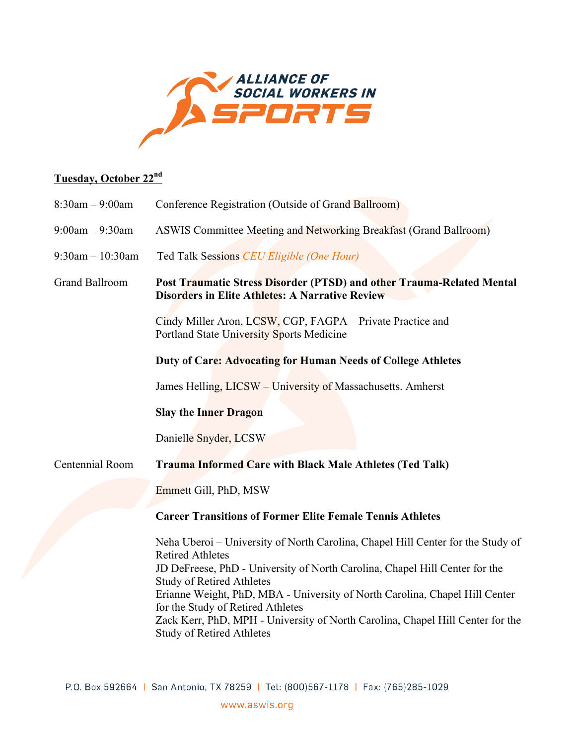## Tuesday, October 22nd

8:30am – 9:00am Conference Registration (Outside of Grand Ballroom)

9:00am – 9:30am ASWIS Committee Meeting and Networking Breakfast (Grand Ballroom)

9:30am – 10:30am Ted Talk Sessions *CEU Eligible (One Hour)*

**Grand Ballroom**

**Post Traumatic Stress Disorder (PTSD) and other Trauma-Related Mental Disorders in Elite Athletes: A Narrative Review**

Cindy Miller Aron, LCSW, CGP, FAGPA – Private Practice and Portland State University Sports Medicine

**Duty of Care: Advocating for Human Needs of College Athletes**

James Helling, LICSW – University of Massachusetts. Amherst

**Slay the Inner Dragon**

Danielle Snyder, LCSW

**Centennial Room**

**Trauma Informed Care with Black Male Athletes (Ted Talk)**

Emmett Gill, PhD, MSW

**Career Transitions of Former Elite Female Tennis Athletes**

Neha Uberoi – University of North Carolina, Chapel Hill Center for the Study of Retired Athletes
JD DeFreese, PhD - University of North Carolina, Chapel Hill Center for the Study of Retired Athletes
Erianne Weight, PhD, MBA - University of North Carolina, Chapel Hill Center for the Study of Retired Athletes
Zack Kerr, PhD, MPH - University of North Carolina, Chapel Hill Center for the Study of Retired Athletes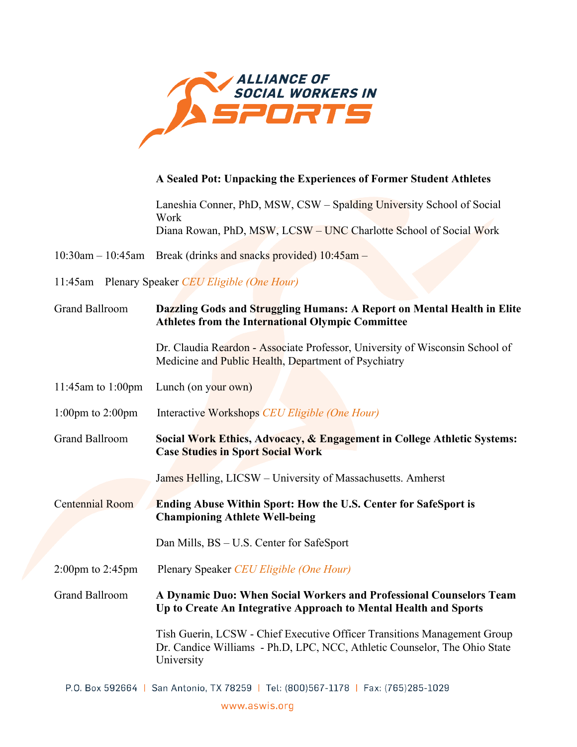**A Sealed Pot: Unpacking the Experiences of Former Student Athletes**

Laneshia Conner, PhD, MSW, CSW – Spalding University School of Social Work
Diana Rowan, PhD, MSW, LCSW – UNC Charlotte School of Social Work

10:30am – 10:45am Break (drinks and snacks provided) 10:45am –

11:45am Plenary Speaker *CEU Eligible (One Hour)*

Grand Ballroom **Dazzling Gods and Struggling Humans: A Report on Mental Health in Elite Athletes from the International Olympic Committee**

Dr. Claudia Reardon - Associate Professor, University of Wisconsin School of Medicine and Public Health, Department of Psychiatry

11:45am to 1:00pm Lunch (on your own)

1:00pm to 2:00pm Interactive Workshops *CEU Eligible (One Hour)*

Grand Ballroom **Social Work Ethics, Advocacy, & Engagement in College Athletic Systems: Case Studies in Sport Social Work**

James Helling, LICSW – University of Massachusetts. Amherst

Centennial Room **Ending Abuse Within Sport: How the U.S. Center for SafeSport is Championing Athlete Well-being**

Dan Mills, BS – U.S. Center for SafeSport

2:00pm to 2:45pm Plenary Speaker *CEU Eligible (One Hour)*

Grand Ballroom **A Dynamic Duo: When Social Workers and Professional Counselors Team Up to Create An Integrative Approach to Mental Health and Sports**

Tish Guerin, LCSW - Chief Executive Officer Transitions Management Group
Dr. Candice Williams - Ph.D, LPC, NCC, Athletic Counselor, The Ohio State University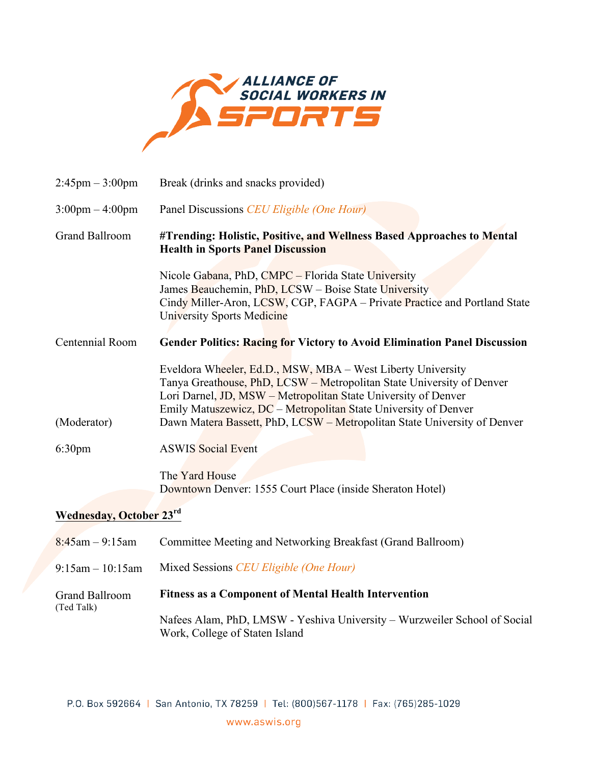| | |
|---|---|
| 2:45pm – 3:00pm | Break (drinks and snacks provided) |
| 3:00pm – 4:00pm | Panel Discussions *CEU Eligible (One Hour)* |
| Grand Ballroom | **#Trending: Holistic, Positive, and Wellness Based Approaches to Mental Health in Sports Panel Discussion** |
| | Nicole Gabana, PhD, CMPC – Florida State University<br>James Beauchemin, PhD, LCSW – Boise State University<br>Cindy Miller-Aron, LCSW, CGP, FAGPA – Private Practice and Portland State University Sports Medicine |
| Centennial Room | **Gender Politics: Racing for Victory to Avoid Elimination Panel Discussion** |
| | Eveldora Wheeler, Ed.D., MSW, MBA – West Liberty University<br>Tanya Greathouse, PhD, LCSW – Metropolitan State University of Denver<br>Lori Darnel, JD, MSW – Metropolitan State University of Denver<br>Emily Matuszewicz, DC – Metropolitan State University of Denver |
| (Moderator) | Dawn Matera Bassett, PhD, LCSW – Metropolitan State University of Denver |
| 6:30pm | ASWIS Social Event |
| | The Yard House<br>Downtown Denver: 1555 Court Place (inside Sheraton Hotel) |

**Wednesday, October 23rd**

| | |
|---|---|
| 8:45am – 9:15am | Committee Meeting and Networking Breakfast (Grand Ballroom) |
| 9:15am – 10:15am | Mixed Sessions *CEU Eligible (One Hour)* |
| Grand Ballroom (Ted Talk) | **Fitness as a Component of Mental Health Intervention** |
| | Nafees Alam, PhD, LMSW - Yeshiva University – Wurzweiler School of Social Work, College of Staten Island |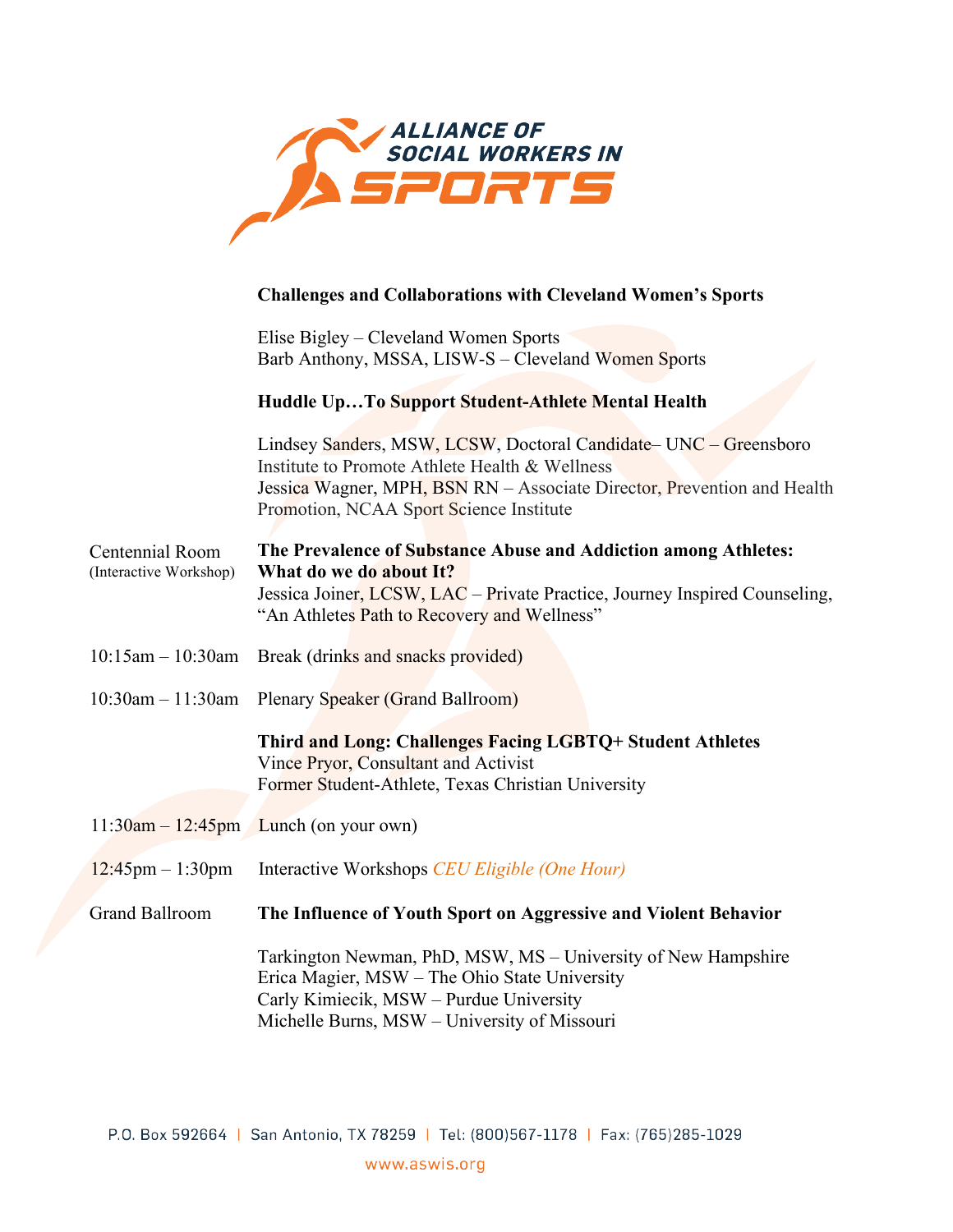**Challenges and Collaborations with Cleveland Women's Sports**

Elise Bigley – Cleveland Women Sports
Barb Anthony, MSSA, LISW-S – Cleveland Women Sports

**Huddle Up…To Support Student-Athlete Mental Health**

Lindsey Sanders, MSW, LCSW, Doctoral Candidate– UNC – Greensboro Institute to Promote Athlete Health & Wellness
Jessica Wagner, MPH, BSN RN – Associate Director, Prevention and Health Promotion, NCAA Sport Science Institute

Centennial Room (Interactive Workshop)

**The Prevalence of Substance Abuse and Addiction among Athletes: What do we do about It?**
Jessica Joiner, LCSW, LAC – Private Practice, Journey Inspired Counseling, "An Athletes Path to Recovery and Wellness"

10:15am – 10:30am Break (drinks and snacks provided)

10:30am – 11:30am Plenary Speaker (Grand Ballroom)

**Third and Long: Challenges Facing LGBTQ+ Student Athletes**
Vince Pryor, Consultant and Activist
Former Student-Athlete, Texas Christian University

11:30am – 12:45pm Lunch (on your own)

12:45pm – 1:30pm Interactive Workshops *CEU Eligible (One Hour)*

Grand Ballroom

**The Influence of Youth Sport on Aggressive and Violent Behavior**

Tarkington Newman, PhD, MSW, MS – University of New Hampshire
Erica Magier, MSW – The Ohio State University
Carly Kimiecik, MSW – Purdue University
Michelle Burns, MSW – University of Missouri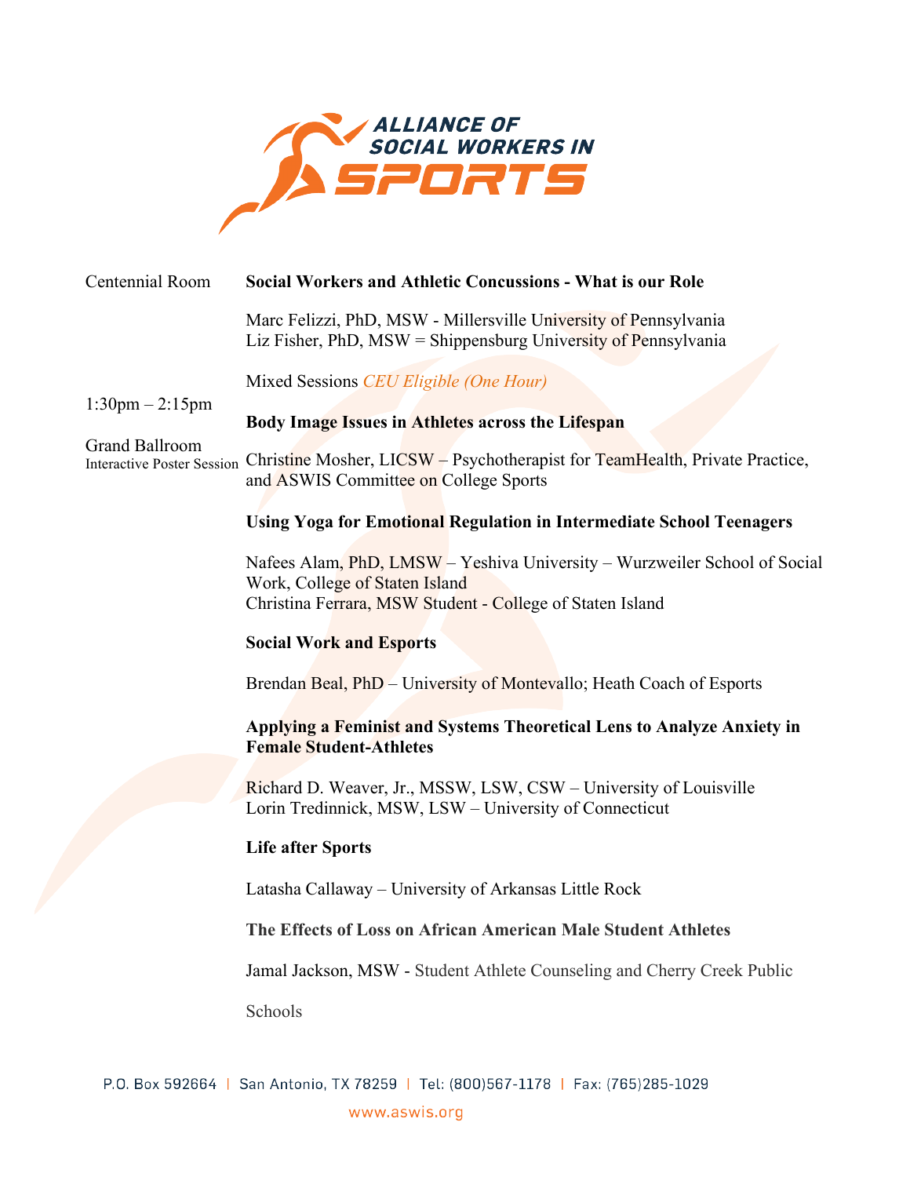Centennial Room

**Social Workers and Athletic Concussions - What is our Role**

Marc Felizzi, PhD, MSW - Millersville University of Pennsylvania
Liz Fisher, PhD, MSW = Shippensburg University of Pennsylvania

Mixed Sessions *CEU Eligible (One Hour)*

1:30pm – 2:15pm

Grand Ballroom
Interactive Poster Session

**Body Image Issues in Athletes across the Lifespan**

Christine Mosher, LICSW – Psychotherapist for TeamHealth, Private Practice, and ASWIS Committee on College Sports

**Using Yoga for Emotional Regulation in Intermediate School Teenagers**

Nafees Alam, PhD, LMSW – Yeshiva University – Wurzweiler School of Social Work, College of Staten Island
Christina Ferrara, MSW Student - College of Staten Island

**Social Work and Esports**

Brendan Beal, PhD – University of Montevallo; Heath Coach of Esports

**Applying a Feminist and Systems Theoretical Lens to Analyze Anxiety in Female Student-Athletes**

Richard D. Weaver, Jr., MSSW, LSW, CSW – University of Louisville
Lorin Tredinnick, MSW, LSW – University of Connecticut

**Life after Sports**

Latasha Callaway – University of Arkansas Little Rock

**The Effects of Loss on African American Male Student Athletes**

Jamal Jackson, MSW - Student Athlete Counseling and Cherry Creek Public Schools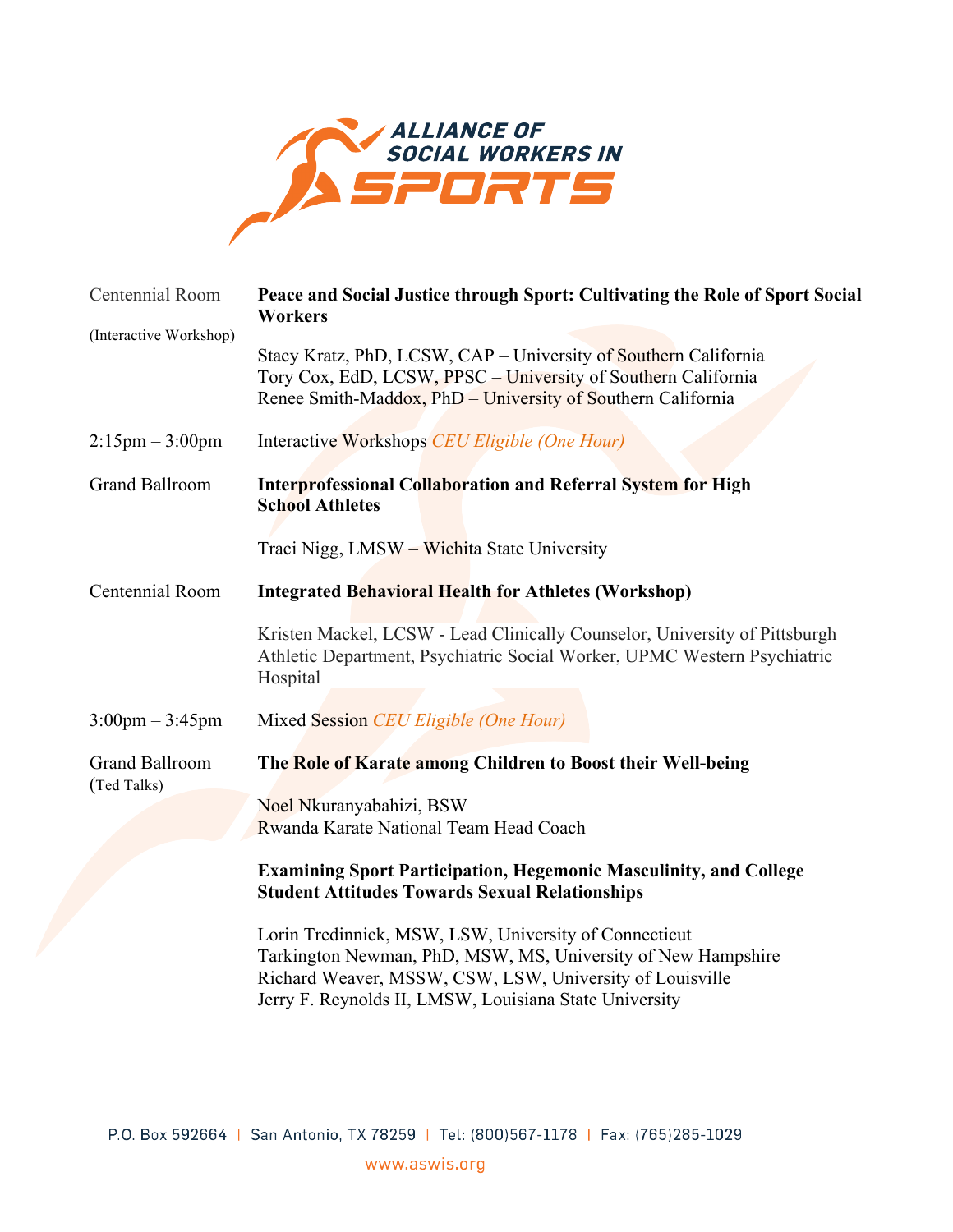Centennial Room

(Interactive Workshop)

**Peace and Social Justice through Sport: Cultivating the Role of Sport Social Workers**

Stacy Kratz, PhD, LCSW, CAP – University of Southern California
Tory Cox, EdD, LCSW, PPSC – University of Southern California
Renee Smith-Maddox, PhD – University of Southern California

2:15pm – 3:00pm — Interactive Workshops *CEU Eligible (One Hour)*

Grand Ballroom

**Interprofessional Collaboration and Referral System for High School Athletes**

Traci Nigg, LMSW – Wichita State University

Centennial Room

**Integrated Behavioral Health for Athletes (Workshop)**

Kristen Mackel, LCSW - Lead Clinically Counselor, University of Pittsburgh Athletic Department, Psychiatric Social Worker, UPMC Western Psychiatric Hospital

3:00pm – 3:45pm — Mixed Session *CEU Eligible (One Hour)*

Grand Ballroom (Ted Talks)

**The Role of Karate among Children to Boost their Well-being**

Noel Nkuranyabahizi, BSW
Rwanda Karate National Team Head Coach

**Examining Sport Participation, Hegemonic Masculinity, and College Student Attitudes Towards Sexual Relationships**

Lorin Tredinnick, MSW, LSW, University of Connecticut
Tarkington Newman, PhD, MSW, MS, University of New Hampshire
Richard Weaver, MSSW, CSW, LSW, University of Louisville
Jerry F. Reynolds II, LMSW, Louisiana State University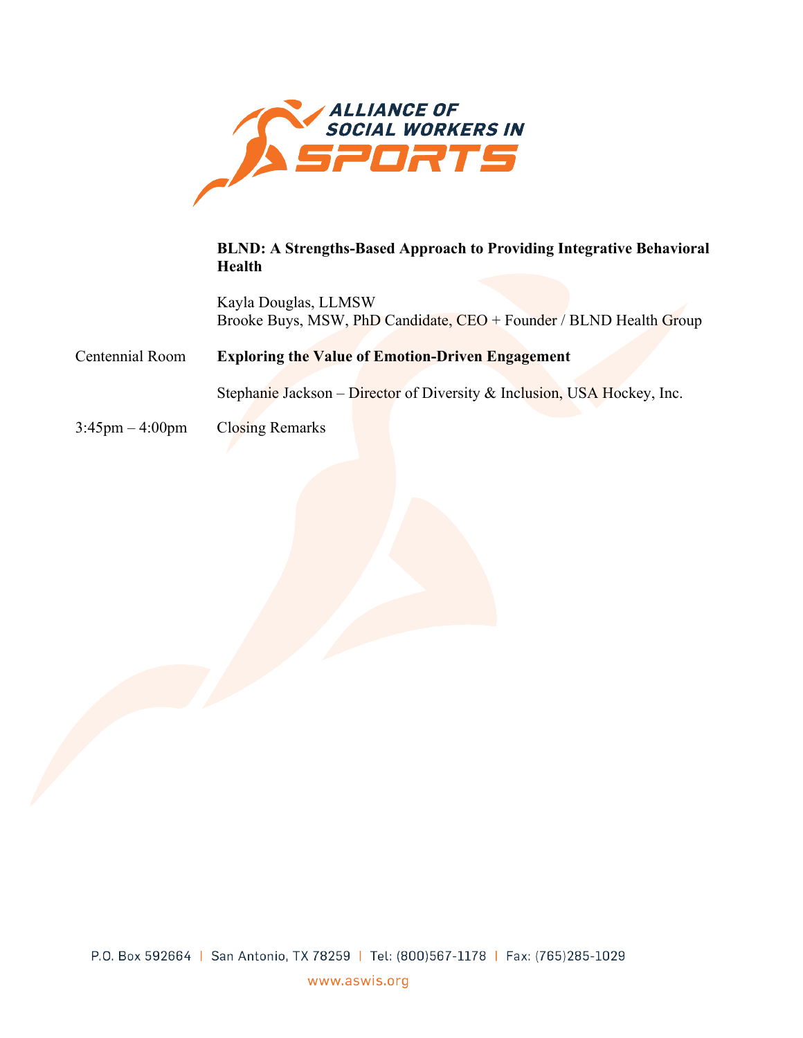**BLND: A Strengths-Based Approach to Providing Integrative Behavioral Health**

Kayla Douglas, LLMSW
Brooke Buys, MSW, PhD Candidate, CEO + Founder / BLND Health Group

| | |
|---|---|
| Centennial Room | **Exploring the Value of Emotion-Driven Engagement** |
| | Stephanie Jackson – Director of Diversity & Inclusion, USA Hockey, Inc. |
| 3:45pm – 4:00pm | Closing Remarks |